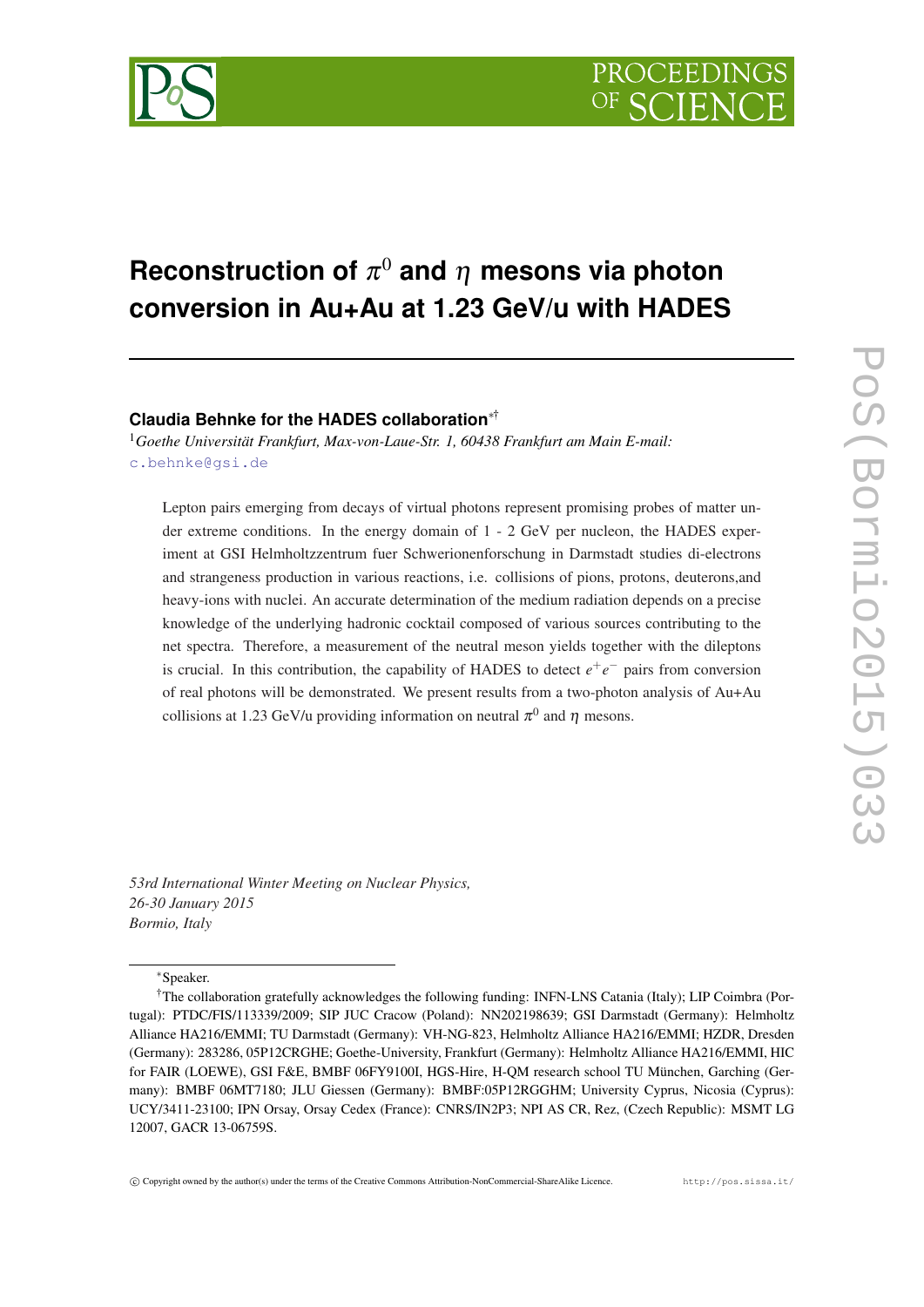# Reconstruction of $\pi^0$ and $\eta$ mesons via photon conversion in Au+Au at 1.23 GeV/u with HADES

**Claudia Behnke for the HADES collaboration**[*†]

[1]*Goethe Universität Frankfurt, Max-von-Laue-Str. 1, 60438 Frankfurt am Main E-mail:* c.behnke@gsi.de

Lepton pairs emerging from decays of virtual photons represent promising probes of matter under extreme conditions. In the energy domain of 1 - 2 GeV per nucleon, the HADES experiment at GSI Helmholtzzentrum fuer Schwerionenforschung in Darmstadt studies di-electrons and strangeness production in various reactions, i.e. collisions of pions, protons, deuterons,and heavy-ions with nuclei. An accurate determination of the medium radiation depends on a precise knowledge of the underlying hadronic cocktail composed of various sources contributing to the net spectra. Therefore, a measurement of the neutral meson yields together with the dileptons is crucial. In this contribution, the capability of HADES to detect $e^+e^-$ pairs from conversion of real photons will be demonstrated. We present results from a two-photon analysis of Au+Au collisions at 1.23 GeV/u providing information on neutral $\pi^0$ and $\eta$ mesons.

*53rd International Winter Meeting on Nuclear Physics,*
*26-30 January 2015*
*Bormio, Italy*

---

[*]Speaker.

[†]The collaboration gratefully acknowledges the following funding: INFN-LNS Catania (Italy); LIP Coimbra (Portugal): PTDC/FIS/113339/2009; SIP JUC Cracow (Poland): NN202198639; GSI Darmstadt (Germany): Helmholtz Alliance HA216/EMMI; TU Darmstadt (Germany): VH-NG-823, Helmholtz Alliance HA216/EMMI; HZDR, Dresden (Germany): 283286, 05P12CRGHE; Goethe-University, Frankfurt (Germany): Helmholtz Alliance HA216/EMMI, HIC for FAIR (LOEWE), GSI F&E, BMBF 06FY9100I, HGS-Hire, H-QM research school TU München, Garching (Germany): BMBF 06MT7180; JLU Giessen (Germany): BMBF:05P12RGGHM; University Cyprus, Nicosia (Cyprus): UCY/3411-23100; IPN Orsay, Orsay Cedex (France): CNRS/IN2P3; NPI AS CR, Rez, (Czech Republic): MSMT LG 12007, GACR 13-06759S.

© Copyright owned by the author(s) under the terms of the Creative Commons Attribution-NonCommercial-ShareAlike Licence. http://pos.sissa.it/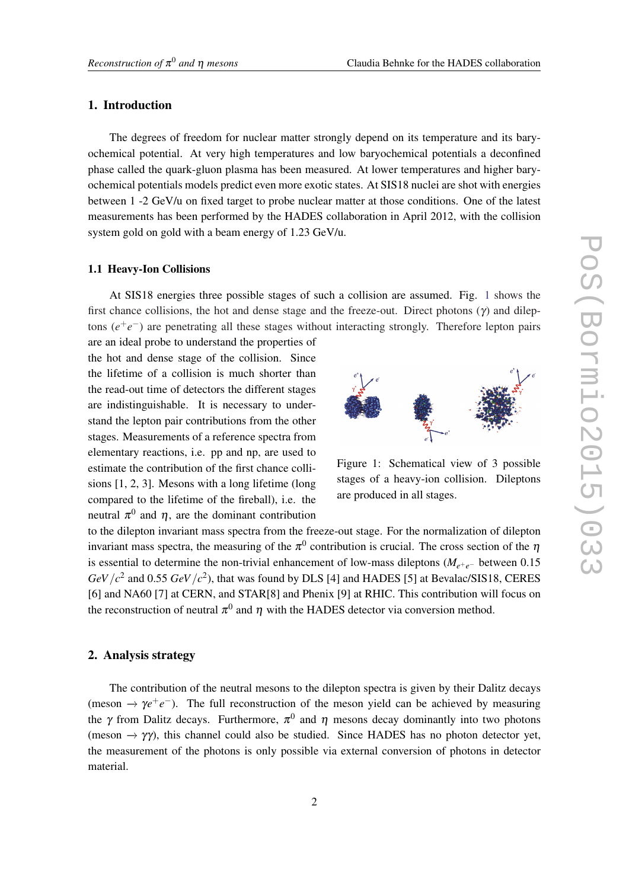## 1. Introduction

The degrees of freedom for nuclear matter strongly depend on its temperature and its baryochemical potential. At very high temperatures and low baryochemical potentials a deconfined phase called the quark-gluon plasma has been measured. At lower temperatures and higher baryochemical potentials models predict even more exotic states. At SIS18 nuclei are shot with energies between 1 -2 GeV/u on fixed target to probe nuclear matter at those conditions. One of the latest measurements has been performed by the HADES collaboration in April 2012, with the collision system gold on gold with a beam energy of 1.23 GeV/u.

### 1.1 Heavy-Ion Collisions

At SIS18 energies three possible stages of such a collision are assumed. Fig. 1 shows the first chance collisions, the hot and dense stage and the freeze-out. Direct photons ($\gamma$) and dileptons ($e^+e^-$) are penetrating all these stages without interacting strongly. Therefore lepton pairs are an ideal probe to understand the properties of the hot and dense stage of the collision. Since the lifetime of a collision is much shorter than the read-out time of detectors the different stages are indistinguishable. It is necessary to understand the lepton pair contributions from the other stages. Measurements of a reference spectra from elementary reactions, i.e. pp and np, are used to estimate the contribution of the first chance collisions [1, 2, 3]. Mesons with a long lifetime (long compared to the lifetime of the fireball), i.e. the neutral $\pi^0$ and $\eta$, are the dominant contribution to the dilepton invariant mass spectra from the freeze-out stage. For the normalization of dilepton invariant mass spectra, the measuring of the $\pi^0$ contribution is crucial. The cross section of the $\eta$ is essential to determine the non-trivial enhancement of low-mass dileptons ($M_{e^+e^-}$ between 0.15 $GeV/c^2$ and 0.55 $GeV/c^2$), that was found by DLS [4] and HADES [5] at Bevalac/SIS18, CERES [6] and NA60 [7] at CERN, and STAR[8] and Phenix [9] at RHIC. This contribution will focus on the reconstruction of neutral $\pi^0$ and $\eta$ with the HADES detector via conversion method.

Figure 1: Schematical view of 3 possible stages of a heavy-ion collision. Dileptons are produced in all stages.

## 2. Analysis strategy

The contribution of the neutral mesons to the dilepton spectra is given by their Dalitz decays (meson $\rightarrow \gamma e^+e^-$). The full reconstruction of the meson yield can be achieved by measuring the $\gamma$ from Dalitz decays. Furthermore, $\pi^0$ and $\eta$ mesons decay dominantly into two photons (meson $\rightarrow \gamma\gamma$), this channel could also be studied. Since HADES has no photon detector yet, the measurement of the photons is only possible via external conversion of photons in detector material.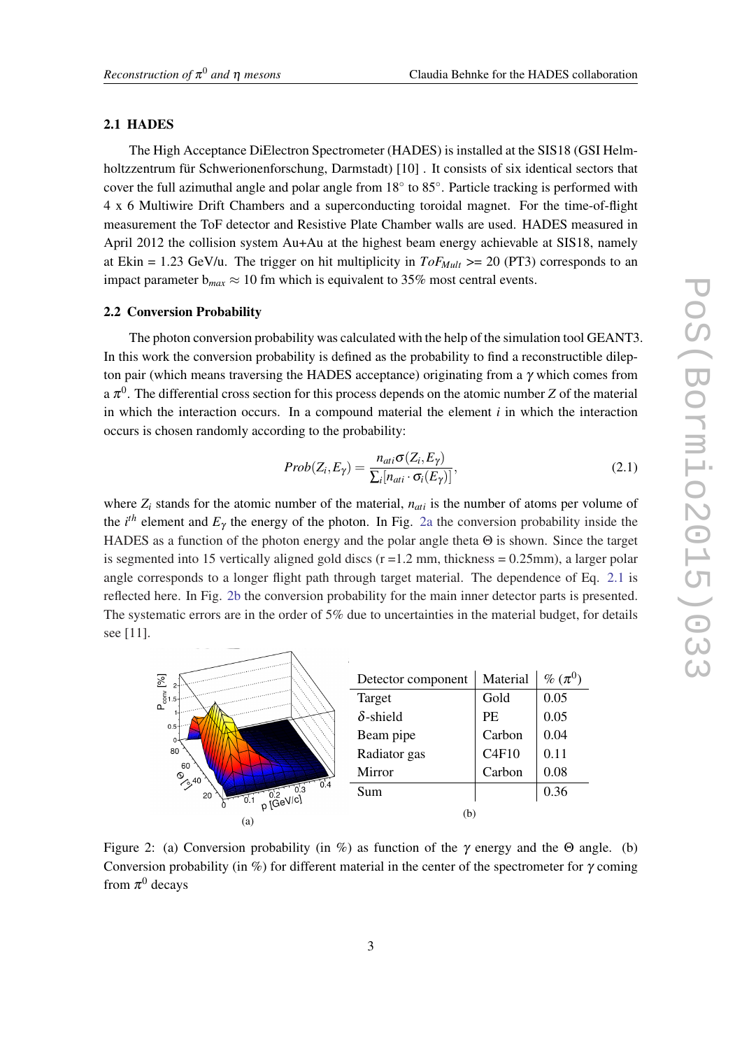### 2.1 HADES

The High Acceptance DiElectron Spectrometer (HADES) is installed at the SIS18 (GSI Helmholtzzentrum für Schwerionenforschung, Darmstadt) [10] . It consists of six identical sectors that cover the full azimuthal angle and polar angle from 18° to 85°. Particle tracking is performed with 4 x 6 Multiwire Drift Chambers and a superconducting toroidal magnet. For the time-of-flight measurement the ToF detector and Resistive Plate Chamber walls are used. HADES measured in April 2012 the collision system Au+Au at the highest beam energy achievable at SIS18, namely at Ekin = 1.23 GeV/u. The trigger on hit multiplicity in $ToF_{Mult}$ >= 20 (PT3) corresponds to an impact parameter $b_{max} \approx 10$ fm which is equivalent to 35% most central events.

### 2.2 Conversion Probability

The photon conversion probability was calculated with the help of the simulation tool GEANT3. In this work the conversion probability is defined as the probability to find a reconstructible dilepton pair (which means traversing the HADES acceptance) originating from a $\gamma$ which comes from a $\pi^0$. The differential cross section for this process depends on the atomic number $Z$ of the material in which the interaction occurs. In a compound material the element $i$ in which the interaction occurs is chosen randomly according to the probability:

$$Prob(Z_i, E_\gamma) = \frac{n_{ati}\sigma(Z_i, E_\gamma)}{\sum_i [n_{ati} \cdot \sigma_i(E_\gamma)]}, \tag{2.1}$$

where $Z_i$ stands for the atomic number of the material, $n_{ati}$ is the number of atoms per volume of the $i^{th}$ element and $E_\gamma$ the energy of the photon. In Fig. 2a the conversion probability inside the HADES as a function of the photon energy and the polar angle theta $\Theta$ is shown. Since the target is segmented into 15 vertically aligned gold discs (r =1.2 mm, thickness = 0.25mm), a larger polar angle corresponds to a longer flight path through target material. The dependence of Eq. 2.1 is reflected here. In Fig. 2b the conversion probability for the main inner detector parts is presented. The systematic errors are in the order of 5% due to uncertainties in the material budget, for details see [11].

(a)

| Detector component | Material | % ($\pi^0$) |
|---|---|---|
| Target | Gold | 0.05 |
| $\delta$-shield | PE | 0.05 |
| Beam pipe | Carbon | 0.04 |
| Radiator gas | C4F10 | 0.11 |
| Mirror | Carbon | 0.08 |
| Sum | | 0.36 |

(b)

Figure 2: (a) Conversion probability (in %) as function of the $\gamma$ energy and the $\Theta$ angle. (b) Conversion probability (in %) for different material in the center of the spectrometer for $\gamma$ coming from $\pi^0$ decays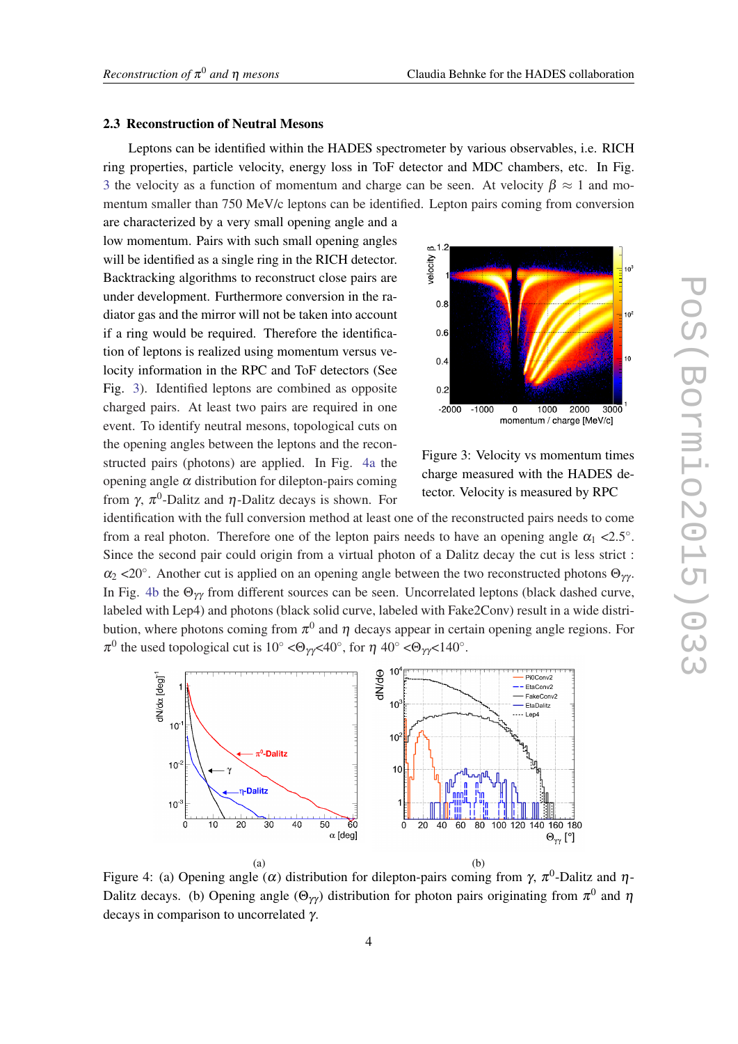### 2.3 Reconstruction of Neutral Mesons

Leptons can be identified within the HADES spectrometer by various observables, i.e. RICH ring properties, particle velocity, energy loss in ToF detector and MDC chambers, etc. In Fig. 3 the velocity as a function of momentum and charge can be seen. At velocity $\beta \approx 1$ and momentum smaller than 750 MeV/c leptons can be identified. Lepton pairs coming from conversion are characterized by a very small opening angle and a low momentum. Pairs with such small opening angles will be identified as a single ring in the RICH detector. Backtracking algorithms to reconstruct close pairs are under development. Furthermore conversion in the radiator gas and the mirror will not be taken into account if a ring would be required. Therefore the identification of leptons is realized using momentum versus velocity information in the RPC and ToF detectors (See Fig. 3). Identified leptons are combined as opposite charged pairs. At least two pairs are required in one event. To identify neutral mesons, topological cuts on the opening angles between the leptons and the reconstructed pairs (photons) are applied. In Fig. 4a the opening angle $\alpha$ distribution for dilepton-pairs coming from $\gamma$, $\pi^0$-Dalitz and $\eta$-Dalitz decays is shown. For identification with the full conversion method at least one of the reconstructed pairs needs to come from a real photon. Therefore one of the lepton pairs needs to have an opening angle $\alpha_1$ <2.5°. Since the second pair could origin from a virtual photon of a Dalitz decay the cut is less strict : $\alpha_2$ <20°. Another cut is applied on an opening angle between the two reconstructed photons $\Theta_{\gamma\gamma}$. In Fig. 4b the $\Theta_{\gamma\gamma}$ from different sources can be seen. Uncorrelated leptons (black dashed curve, labeled with Lep4) and photons (black solid curve, labeled with Fake2Conv) result in a wide distribution, where photons coming from $\pi^0$ and $\eta$ decays appear in certain opening angle regions. For $\pi^0$ the used topological cut is 10° <$\Theta_{\gamma\gamma}$<40°, for $\eta$ 40° <$\Theta_{\gamma\gamma}$<140°.

Figure 3: Velocity vs momentum times charge measured with the HADES detector. Velocity is measured by RPC

(a)

(b)

Figure 4: (a) Opening angle ($\alpha$) distribution for dilepton-pairs coming from $\gamma$, $\pi^0$-Dalitz and $\eta$-Dalitz decays. (b) Opening angle ($\Theta_{\gamma\gamma}$) distribution for photon pairs originating from $\pi^0$ and $\eta$ decays in comparison to uncorrelated $\gamma$.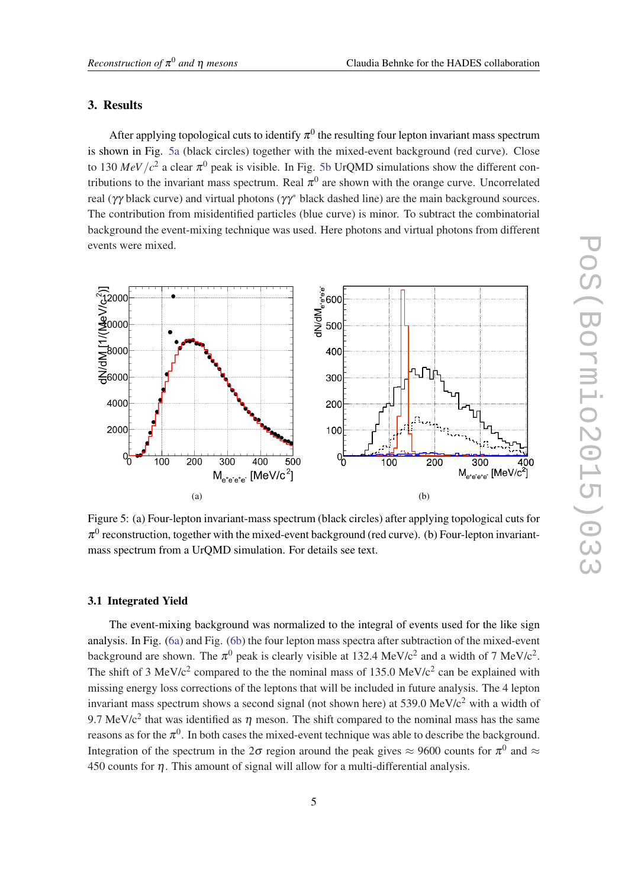## 3. Results

After applying topological cuts to identify $\pi^0$ the resulting four lepton invariant mass spectrum is shown in Fig. 5a (black circles) together with the mixed-event background (red curve). Close to 130 $MeV/c^2$ a clear $\pi^0$ peak is visible. In Fig. 5b UrQMD simulations show the different contributions to the invariant mass spectrum. Real $\pi^0$ are shown with the orange curve. Uncorrelated real ($\gamma\gamma$ black curve) and virtual photons ($\gamma\gamma^*$ black dashed line) are the main background sources. The contribution from misidentified particles (blue curve) is minor. To subtract the combinatorial background the event-mixing technique was used. Here photons and virtual photons from different events were mixed.

(a)

(b)

Figure 5: (a) Four-lepton invariant-mass spectrum (black circles) after applying topological cuts for $\pi^0$ reconstruction, together with the mixed-event background (red curve). (b) Four-lepton invariant-mass spectrum from a UrQMD simulation. For details see text.

### 3.1 Integrated Yield

The event-mixing background was normalized to the integral of events used for the like sign analysis. In Fig. (6a) and Fig. (6b) the four lepton mass spectra after subtraction of the mixed-event background are shown. The $\pi^0$ peak is clearly visible at 132.4 MeV/c$^2$ and a width of 7 MeV/c$^2$. The shift of 3 MeV/c$^2$ compared to the the nominal mass of 135.0 MeV/c$^2$ can be explained with missing energy loss corrections of the leptons that will be included in future analysis. The 4 lepton invariant mass spectrum shows a second signal (not shown here) at 539.0 MeV/c$^2$ with a width of 9.7 MeV/c$^2$ that was identified as $\eta$ meson. The shift compared to the nominal mass has the same reasons as for the $\pi^0$. In both cases the mixed-event technique was able to describe the background. Integration of the spectrum in the $2\sigma$ region around the peak gives $\approx$ 9600 counts for $\pi^0$ and $\approx$ 450 counts for $\eta$. This amount of signal will allow for a multi-differential analysis.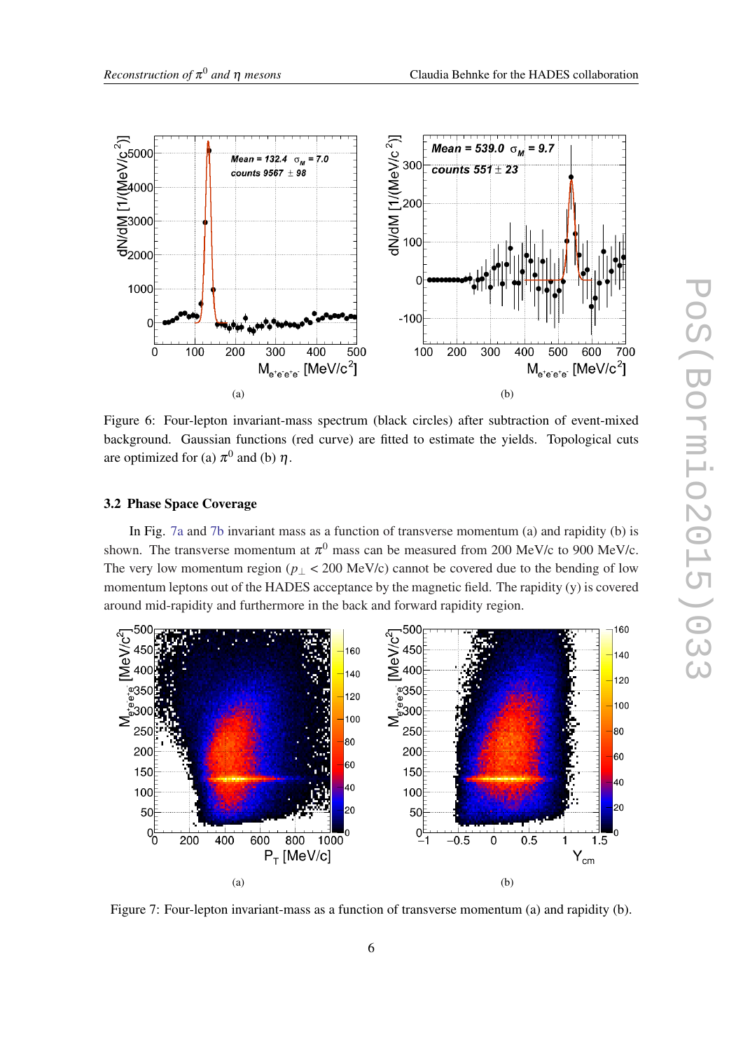Figure 6: Four-lepton invariant-mass spectrum (black circles) after subtraction of event-mixed background. Gaussian functions (red curve) are fitted to estimate the yields. Topological cuts are optimized for (a) $\pi^0$ and (b) $\eta$.

### 3.2 Phase Space Coverage

In Fig. 7a and 7b invariant mass as a function of transverse momentum (a) and rapidity (b) is shown. The transverse momentum at $\pi^0$ mass can be measured from 200 MeV/c to 900 MeV/c. The very low momentum region ($p_\perp$ < 200 MeV/c) cannot be covered due to the bending of low momentum leptons out of the HADES acceptance by the magnetic field. The rapidity (y) is covered around mid-rapidity and furthermore in the back and forward rapidity region.

Figure 7: Four-lepton invariant-mass as a function of transverse momentum (a) and rapidity (b).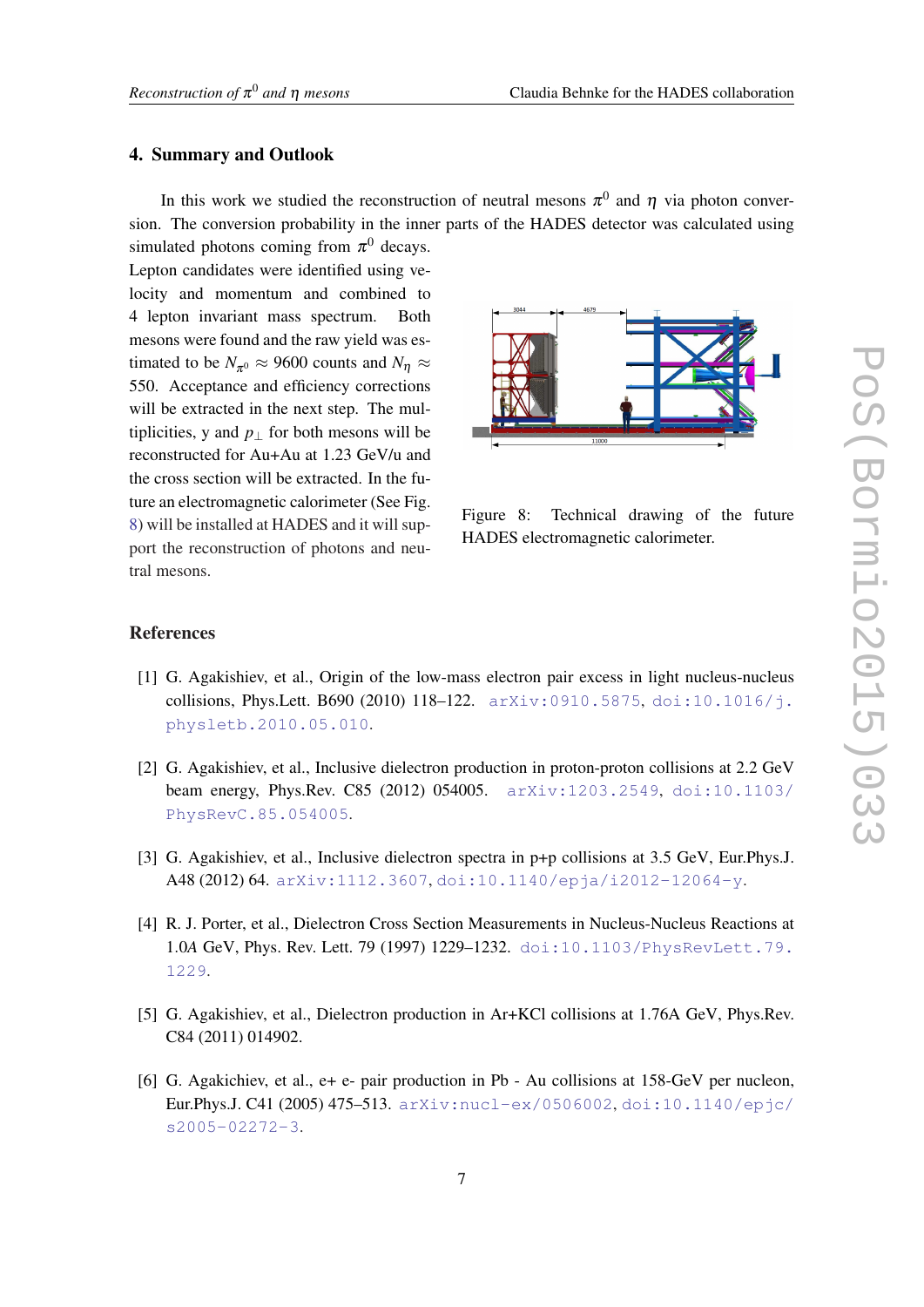## 4. Summary and Outlook

In this work we studied the reconstruction of neutral mesons $\pi^0$ and $\eta$ via photon conversion. The conversion probability in the inner parts of the HADES detector was calculated using simulated photons coming from $\pi^0$ decays. Lepton candidates were identified using velocity and momentum and combined to 4 lepton invariant mass spectrum. Both mesons were found and the raw yield was estimated to be $N_{\pi^0} \approx 9600$ counts and $N_\eta \approx 550$. Acceptance and efficiency corrections will be extracted in the next step. The multiplicities, y and $p_\perp$ for both mesons will be reconstructed for Au+Au at 1.23 GeV/u and the cross section will be extracted. In the future an electromagnetic calorimeter (See Fig. 8) will be installed at HADES and it will support the reconstruction of photons and neutral mesons.

Figure 8: Technical drawing of the future HADES electromagnetic calorimeter.

## References

[1] G. Agakishiev, et al., Origin of the low-mass electron pair excess in light nucleus-nucleus collisions, Phys.Lett. B690 (2010) 118–122. arXiv:0910.5875, doi:10.1016/j.physletb.2010.05.010.

[2] G. Agakishiev, et al., Inclusive dielectron production in proton-proton collisions at 2.2 GeV beam energy, Phys.Rev. C85 (2012) 054005. arXiv:1203.2549, doi:10.1103/PhysRevC.85.054005.

[3] G. Agakishiev, et al., Inclusive dielectron spectra in p+p collisions at 3.5 GeV, Eur.Phys.J. A48 (2012) 64. arXiv:1112.3607, doi:10.1140/epja/i2012-12064-y.

[4] R. J. Porter, et al., Dielectron Cross Section Measurements in Nucleus-Nucleus Reactions at 1.0*A* GeV, Phys. Rev. Lett. 79 (1997) 1229–1232. doi:10.1103/PhysRevLett.79.1229.

[5] G. Agakishiev, et al., Dielectron production in Ar+KCl collisions at 1.76A GeV, Phys.Rev. C84 (2011) 014902.

[6] G. Agakichiev, et al., e+ e- pair production in Pb - Au collisions at 158-GeV per nucleon, Eur.Phys.J. C41 (2005) 475–513. arXiv:nucl-ex/0506002, doi:10.1140/epjc/s2005-02272-3.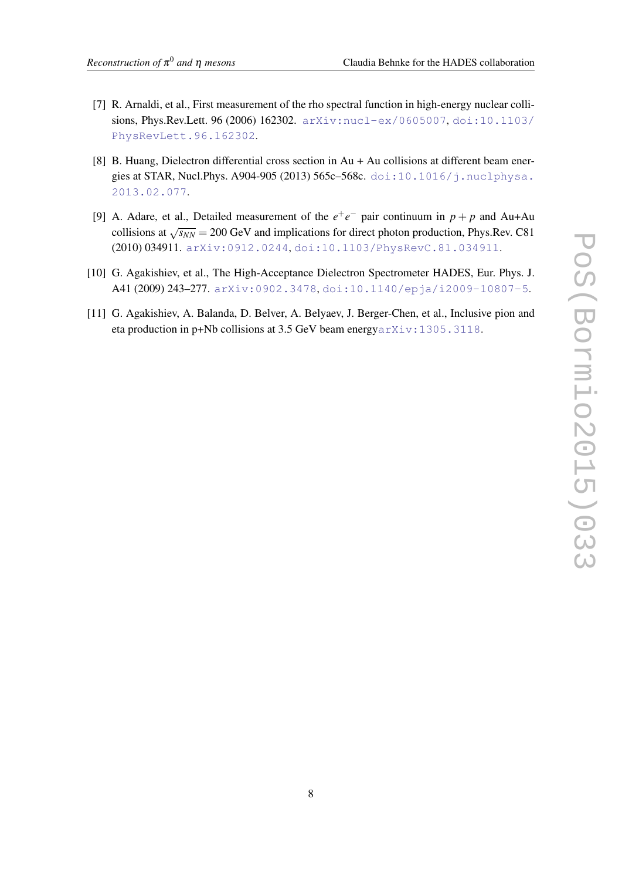[7] R. Arnaldi, et al., First measurement of the rho spectral function in high-energy nuclear collisions, Phys.Rev.Lett. 96 (2006) 162302. arXiv:nucl-ex/0605007, doi:10.1103/PhysRevLett.96.162302.

[8] B. Huang, Dielectron differential cross section in Au + Au collisions at different beam energies at STAR, Nucl.Phys. A904-905 (2013) 565c–568c. doi:10.1016/j.nuclphysa.2013.02.077.

[9] A. Adare, et al., Detailed measurement of the $e^+e^-$ pair continuum in $p+p$ and Au+Au collisions at $\sqrt{s_{NN}} = 200$ GeV and implications for direct photon production, Phys.Rev. C81 (2010) 034911. arXiv:0912.0244, doi:10.1103/PhysRevC.81.034911.

[10] G. Agakishiev, et al., The High-Acceptance Dielectron Spectrometer HADES, Eur. Phys. J. A41 (2009) 243–277. arXiv:0902.3478, doi:10.1140/epja/i2009-10807-5.

[11] G. Agakishiev, A. Balanda, D. Belver, A. Belyaev, J. Berger-Chen, et al., Inclusive pion and eta production in p+Nb collisions at 3.5 GeV beam energyarXiv:1305.3118.